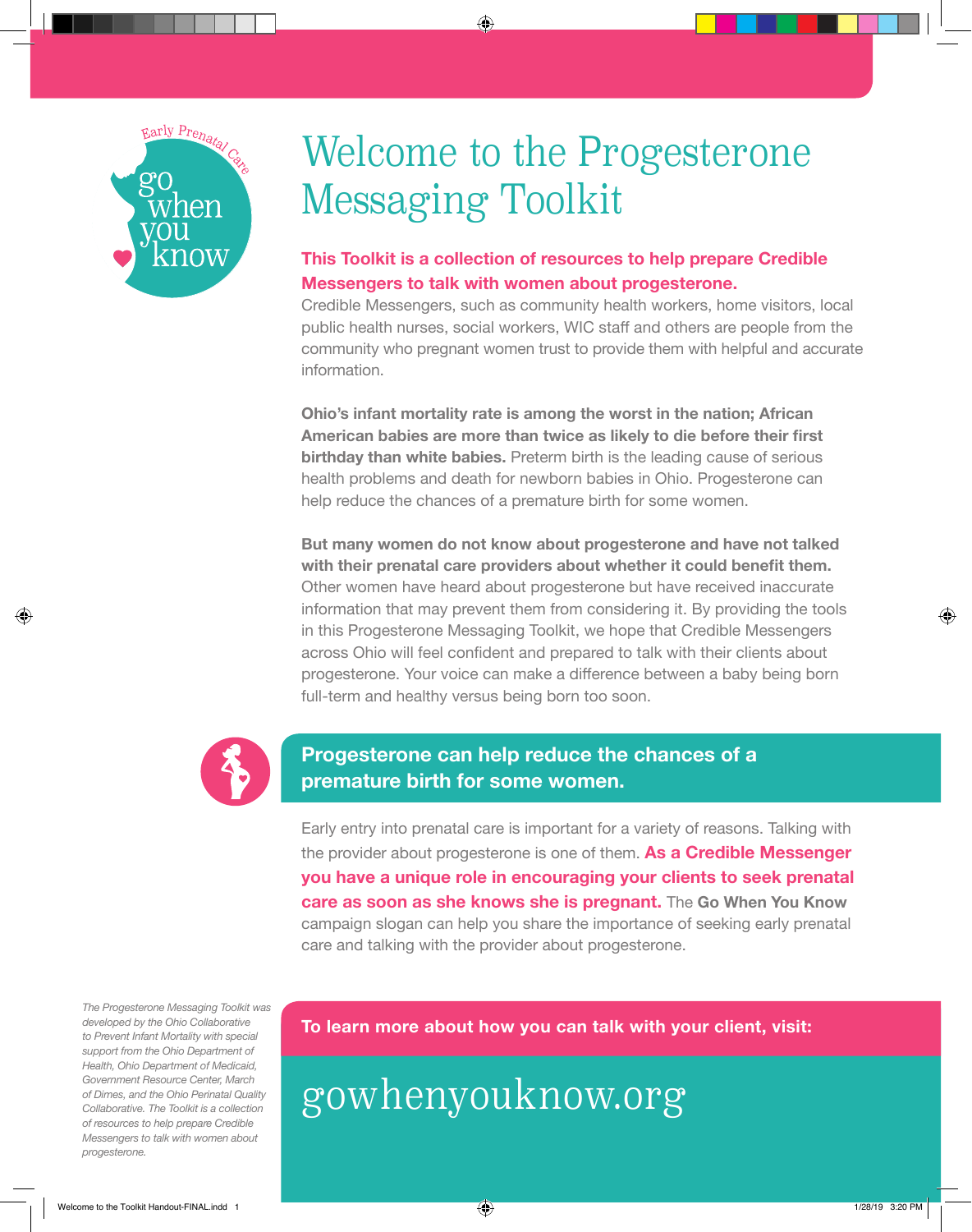Early Prenatal Care

go when you know

# Welcome to the Progesterone Messaging Toolkit

**This Toolkit is a collection of resources to help prepare Credible Messengers to talk with women about progesterone.**

Credible Messengers, such as community health workers, home visitors, local public health nurses, social workers, WIC staff and others are people from the community who pregnant women trust to provide them with helpful and accurate information.

**Ohio's infant mortality rate is among the worst in the nation; African American babies are more than twice as likely to die before their first birthday than white babies.** Preterm birth is the leading cause of serious health problems and death for newborn babies in Ohio. Progesterone can help reduce the chances of a premature birth for some women.

**But many women do not know about progesterone and have not talked with their prenatal care providers about whether it could benefit them.** Other women have heard about progesterone but have received inaccurate information that may prevent them from considering it. By providing the tools in this Progesterone Messaging Toolkit, we hope that Credible Messengers across Ohio will feel confident and prepared to talk with their clients about progesterone. Your voice can make a difference between a baby being born full-term and healthy versus being born too soon.

## Progesterone can help reduce the chances of a premature birth for some women.

Early entry into prenatal care is important for a variety of reasons. Talking with the provider about progesterone is one of them. **As a Credible Messenger you have a unique role in encouraging your clients to seek prenatal care as soon as she knows she is pregnant.** The **Go When You Know** campaign slogan can help you share the importance of seeking early prenatal care and talking with the provider about progesterone.

*The Progesterone Messaging Toolkit was developed by the Ohio Collaborative to Prevent Infant Mortality with special support from the Ohio Department of Health, Ohio Department of Medicaid, Government Resource Center, March of Dimes, and the Ohio Perinatal Quality Collaborative. The Toolkit is a collection of resources to help prepare Credible Messengers to talk with women about progesterone.*

**To learn more about how you can talk with your client, visit:**

gowhenyouknow.org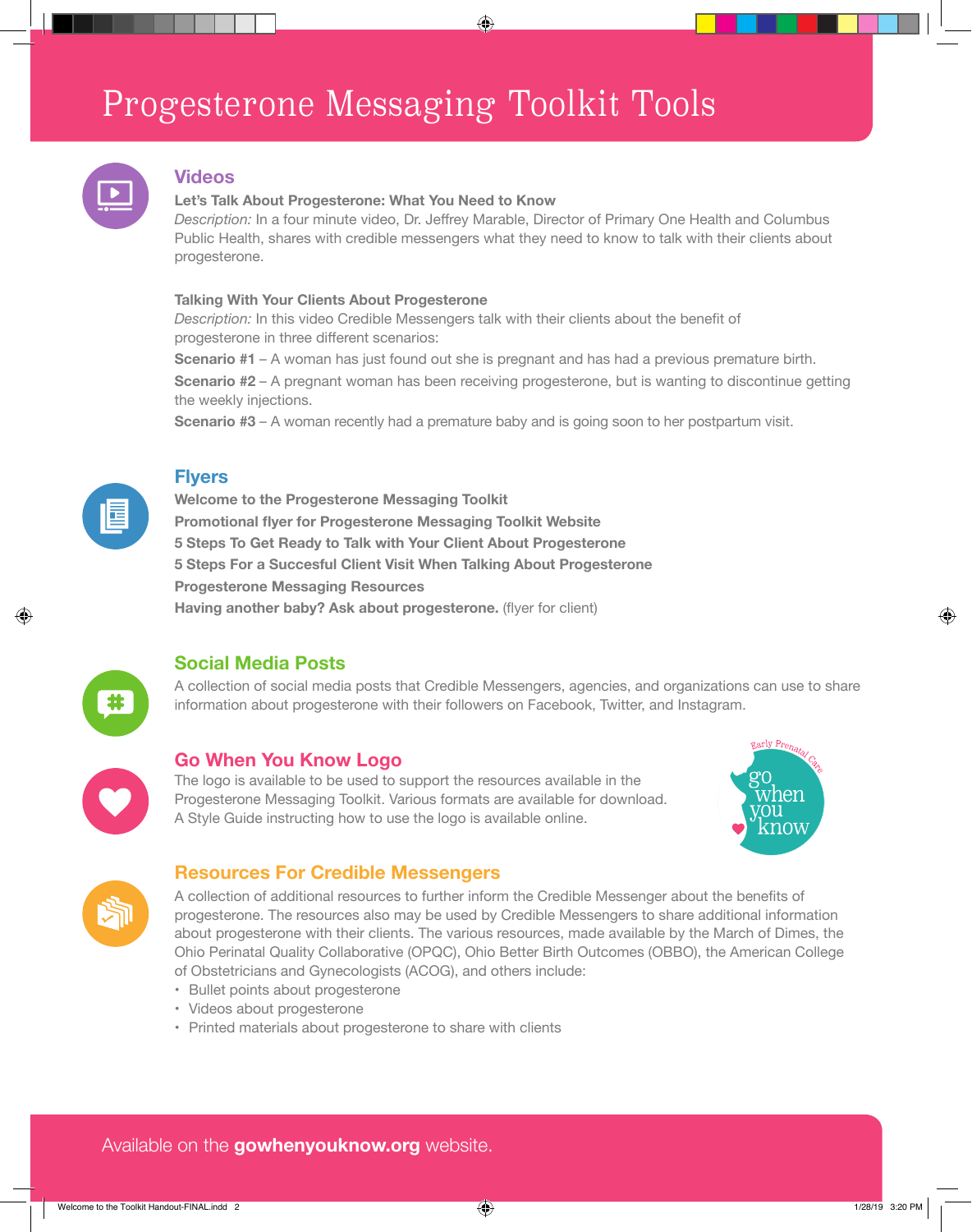# Progesterone Messaging Toolkit Tools

## Videos

**Let's Talk About Progesterone: What You Need to Know**

*Description:* In a four minute video, Dr. Jeffrey Marable, Director of Primary One Health and Columbus Public Health, shares with credible messengers what they need to know to talk with their clients about progesterone.

**Talking With Your Clients About Progesterone**

*Description:* In this video Credible Messengers talk with their clients about the benefit of progesterone in three different scenarios:

**Scenario #1** – A woman has just found out she is pregnant and has had a previous premature birth.

**Scenario #2** – A pregnant woman has been receiving progesterone, but is wanting to discontinue getting the weekly injections.

**Scenario #3** – A woman recently had a premature baby and is going soon to her postpartum visit.

## Flyers

**Welcome to the Progesterone Messaging Toolkit**

**Promotional flyer for Progesterone Messaging Toolkit Website**

**5 Steps To Get Ready to Talk with Your Client About Progesterone**

**5 Steps For a Succesful Client Visit When Talking About Progesterone**

**Progesterone Messaging Resources**

**Having another baby? Ask about progesterone.** (flyer for client)

## Social Media Posts

A collection of social media posts that Credible Messengers, agencies, and organizations can use to share information about progesterone with their followers on Facebook, Twitter, and Instagram.

## Go When You Know Logo

The logo is available to be used to support the resources available in the Progesterone Messaging Toolkit. Various formats are available for download. A Style Guide instructing how to use the logo is available online.

Early Prenatal Care
go when you know

## Resources For Credible Messengers

A collection of additional resources to further inform the Credible Messenger about the benefits of progesterone. The resources also may be used by Credible Messengers to share additional information about progesterone with their clients. The various resources, made available by the March of Dimes, the Ohio Perinatal Quality Collaborative (OPQC), Ohio Better Birth Outcomes (OBBO), the American College of Obstetricians and Gynecologists (ACOG), and others include:

- Bullet points about progesterone
- Videos about progesterone
- Printed materials about progesterone to share with clients

Available on the **gowhenyouknow.org** website.